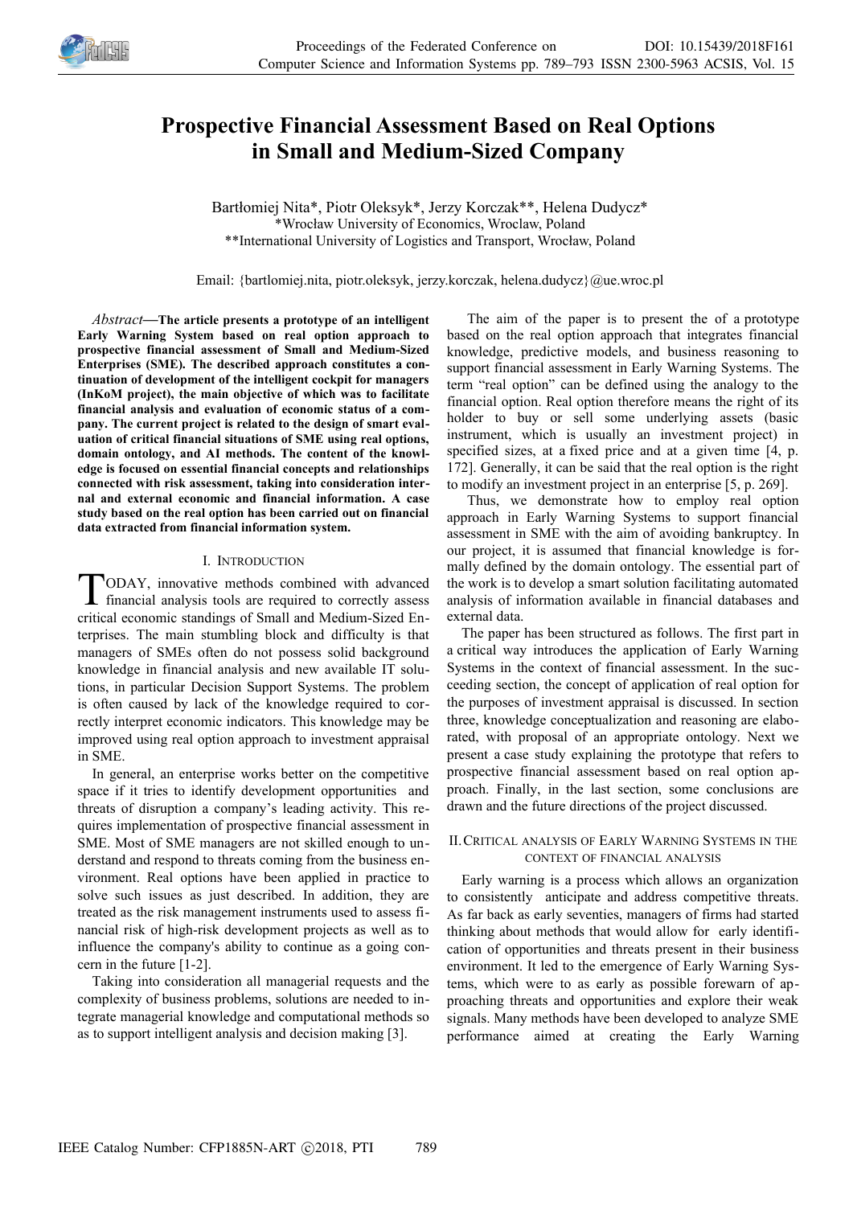# Prospective Financial Assessment Based on Real Options in Small and Medium-Sized Company

Bartłomiej Nita*, Piotr Oleksyk*, Jerzy Korczak**, Helena Dudycz*
*Wrocław University of Economics, Wroclaw, Poland
**International University of Logistics and Transport, Wrocław, Poland

Email: {bartlomiej.nita, piotr.oleksyk, jerzy.korczak, helena.dudycz}@ue.wroc.pl

*Abstract*—**The article presents a prototype of an intelligent Early Warning System based on real option approach to prospective financial assessment of Small and Medium-Sized Enterprises (SME). The described approach constitutes a continuation of development of the intelligent cockpit for managers (InKoM project), the main objective of which was to facilitate financial analysis and evaluation of economic status of a company. The current project is related to the design of smart evaluation of critical financial situations of SME using real options, domain ontology, and AI methods. The content of the knowledge is focused on essential financial concepts and relationships connected with risk assessment, taking into consideration internal and external economic and financial information. A case study based on the real option has been carried out on financial data extracted from financial information system.**

## I. Introduction

TODAY, innovative methods combined with advanced financial analysis tools are required to correctly assess critical economic standings of Small and Medium-Sized Enterprises. The main stumbling block and difficulty is that managers of SMEs often do not possess solid background knowledge in financial analysis and new available IT solutions, in particular Decision Support Systems. The problem is often caused by lack of the knowledge required to correctly interpret economic indicators. This knowledge may be improved using real option approach to investment appraisal in SME.

In general, an enterprise works better on the competitive space if it tries to identify development opportunities and threats of disruption a company's leading activity. This requires implementation of prospective financial assessment in SME. Most of SME managers are not skilled enough to understand and respond to threats coming from the business environment. Real options have been applied in practice to solve such issues as just described. In addition, they are treated as the risk management instruments used to assess financial risk of high-risk development projects as well as to influence the company's ability to continue as a going concern in the future [1-2].

Taking into consideration all managerial requests and the complexity of business problems, solutions are needed to integrate managerial knowledge and computational methods so as to support intelligent analysis and decision making [3].

The aim of the paper is to present the of a prototype based on the real option approach that integrates financial knowledge, predictive models, and business reasoning to support financial assessment in Early Warning Systems. The term "real option" can be defined using the analogy to the financial option. Real option therefore means the right of its holder to buy or sell some underlying assets (basic instrument, which is usually an investment project) in specified sizes, at a fixed price and at a given time [4, p. 172]. Generally, it can be said that the real option is the right to modify an investment project in an enterprise [5, p. 269].

Thus, we demonstrate how to employ real option approach in Early Warning Systems to support financial assessment in SME with the aim of avoiding bankruptcy. In our project, it is assumed that financial knowledge is formally defined by the domain ontology. The essential part of the work is to develop a smart solution facilitating automated analysis of information available in financial databases and external data.

The paper has been structured as follows. The first part in a critical way introduces the application of Early Warning Systems in the context of financial assessment. In the succeeding section, the concept of application of real option for the purposes of investment appraisal is discussed. In section three, knowledge conceptualization and reasoning are elaborated, with proposal of an appropriate ontology. Next we present a case study explaining the prototype that refers to prospective financial assessment based on real option approach. Finally, in the last section, some conclusions are drawn and the future directions of the project discussed.

## II. Critical analysis of Early Warning Systems in the context of financial analysis

Early warning is a process which allows an organization to consistently anticipate and address competitive threats. As far back as early seventies, managers of firms had started thinking about methods that would allow for early identification of opportunities and threats present in their business environment. It led to the emergence of Early Warning Systems, which were to as early as possible forewarn of approaching threats and opportunities and explore their weak signals. Many methods have been developed to analyze SME performance aimed at creating the Early Warning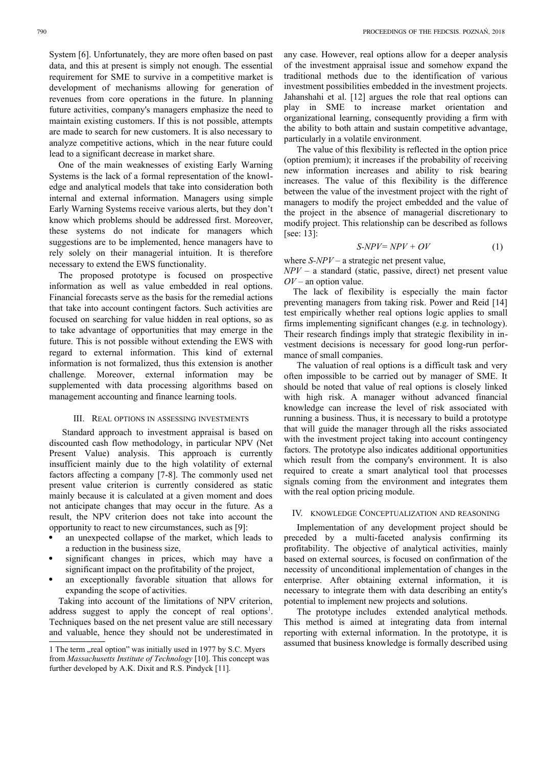System [6]. Unfortunately, they are more often based on past data, and this at present is simply not enough. The essential requirement for SME to survive in a competitive market is development of mechanisms allowing for generation of revenues from core operations in the future. In planning future activities, company's managers emphasize the need to maintain existing customers. If this is not possible, attempts are made to search for new customers. It is also necessary to analyze competitive actions, which in the near future could lead to a significant decrease in market share.

One of the main weaknesses of existing Early Warning Systems is the lack of a formal representation of the knowledge and analytical models that take into consideration both internal and external information. Managers using simple Early Warning Systems receive various alerts, but they don't know which problems should be addressed first. Moreover, these systems do not indicate for managers which suggestions are to be implemented, hence managers have to rely solely on their managerial intuition. It is therefore necessary to extend the EWS functionality.

The proposed prototype is focused on prospective information as well as value embedded in real options. Financial forecasts serve as the basis for the remedial actions that take into account contingent factors. Such activities are focused on searching for value hidden in real options, so as to take advantage of opportunities that may emerge in the future. This is not possible without extending the EWS with regard to external information. This kind of external information is not formalized, thus this extension is another challenge. Moreover, external information may be supplemented with data processing algorithms based on management accounting and finance learning tools.

## III. Real options in assessing investments

Standard approach to investment appraisal is based on discounted cash flow methodology, in particular NPV (Net Present Value) analysis. This approach is currently insufficient mainly due to the high volatility of external factors affecting a company [7-8]. The commonly used net present value criterion is currently considered as static mainly because it is calculated at a given moment and does not anticipate changes that may occur in the future. As a result, the NPV criterion does not take into account the opportunity to react to new circumstances, such as [9]:

- an unexpected collapse of the market, which leads to a reduction in the business size,
- significant changes in prices, which may have a significant impact on the profitability of the project,
- an exceptionally favorable situation that allows for expanding the scope of activities.

Taking into account of the limitations of NPV criterion, address suggest to apply the concept of real options[1]. Techniques based on the net present value are still necessary and valuable, hence they should not be underestimated in any case. However, real options allow for a deeper analysis of the investment appraisal issue and somehow expand the traditional methods due to the identification of various investment possibilities embedded in the investment projects. Jahanshahi et al. [12] argues the role that real options can play in SME to increase market orientation and organizational learning, consequently providing a firm with the ability to both attain and sustain competitive advantage, particularly in a volatile environment.

The value of this flexibility is reflected in the option price (option premium); it increases if the probability of receiving new information increases and ability to risk bearing increases. The value of this flexibility is the difference between the value of the investment project with the right of managers to modify the project embedded and the value of the project in the absence of managerial discretionary to modify project. This relationship can be described as follows [see: 13]:

$$S\text{-}NPV = NPV + OV \qquad (1)$$

where *S-NPV* – a strategic net present value,
*NPV* – a standard (static, passive, direct) net present value
*OV* – an option value.

The lack of flexibility is especially the main factor preventing managers from taking risk. Power and Reid [14] test empirically whether real options logic applies to small firms implementing significant changes (e.g. in technology). Their research findings imply that strategic flexibility in investment decisions is necessary for good long-run performance of small companies.

The valuation of real options is a difficult task and very often impossible to be carried out by manager of SME. It should be noted that value of real options is closely linked with high risk. A manager without advanced financial knowledge can increase the level of risk associated with running a business. Thus, it is necessary to build a prototype that will guide the manager through all the risks associated with the investment project taking into account contingency factors. The prototype also indicates additional opportunities which result from the company's environment. It is also required to create a smart analytical tool that processes signals coming from the environment and integrates them with the real option pricing module.

## IV. Knowledge Conceptualization and reasoning

Implementation of any development project should be preceded by a multi-faceted analysis confirming its profitability. The objective of analytical activities, mainly based on external sources, is focused on confirmation of the necessity of unconditional implementation of changes in the enterprise. After obtaining external information, it is necessary to integrate them with data describing an entity's potential to implement new projects and solutions.

The prototype includes extended analytical methods. This method is aimed at integrating data from internal reporting with external information. In the prototype, it is assumed that business knowledge is formally described using

[1] The term „real option" was initially used in 1977 by S.C. Myers from *Massachusetts Institute of Technology* [10]. This concept was further developed by A.K. Dixit and R.S. Pindyck [11].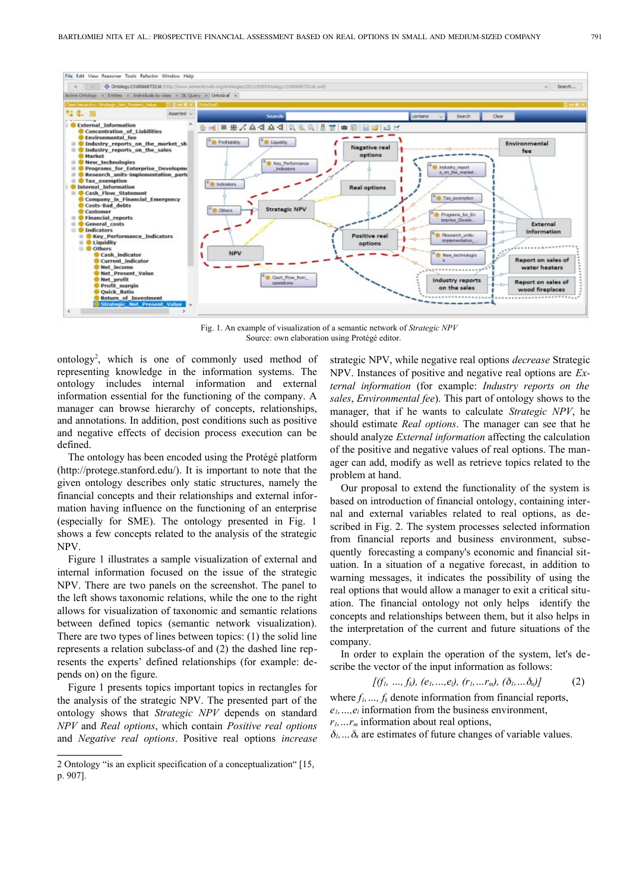Fig. 1. An example of visualization of a semantic network of *Strategic NPV*
Source: own elaboration using Protégé editor.

ontology[2], which is one of commonly used method of representing knowledge in the information systems. The ontology includes internal information and external information essential for the functioning of the company. A manager can browse hierarchy of concepts, relationships, and annotations. In addition, post conditions such as positive and negative effects of decision process execution can be defined.

The ontology has been encoded using the Protégé platform (http://protege.stanford.edu/). It is important to note that the given ontology describes only static structures, namely the financial concepts and their relationships and external information having influence on the functioning of an enterprise (especially for SME). The ontology presented in Fig. 1 shows a few concepts related to the analysis of the strategic NPV.

Figure 1 illustrates a sample visualization of external and internal information focused on the issue of the strategic NPV. There are two panels on the screenshot. The panel to the left shows taxonomic relations, while the one to the right allows for visualization of taxonomic and semantic relations between defined topics (semantic network visualization). There are two types of lines between topics: (1) the solid line represents a relation subclass-of and (2) the dashed line represents the experts' defined relationships (for example: depends on) on the figure.

Figure 1 presents topics important topics in rectangles for the analysis of the strategic NPV. The presented part of the ontology shows that *Strategic NPV* depends on standard *NPV* and *Real options*, which contain *Positive real options* and *Negative real options*. Positive real options *increase* strategic NPV, while negative real options *decrease* Strategic NPV. Instances of positive and negative real options are *External information* (for example: *Industry reports on the sales*, *Environmental fee*). This part of ontology shows to the manager, that if he wants to calculate *Strategic NPV*, he should estimate *Real options*. The manager can see that he should analyze *External information* affecting the calculation of the positive and negative values of real options. The manager can add, modify as well as retrieve topics related to the problem at hand.

Our proposal to extend the functionality of the system is based on introduction of financial ontology, containing internal and external variables related to real options, as described in Fig. 2. The system processes selected information from financial reports and business environment, subsequently forecasting a company's economic and financial situation. In a situation of a negative forecast, in addition to warning messages, it indicates the possibility of using the real options that would allow a manager to exit a critical situation. The financial ontology not only helps identify the concepts and relationships between them, but it also helps in the interpretation of the current and future situations of the company.

In order to explain the operation of the system, let's describe the vector of the input information as follows:

$$[(f_1, \ldots, f_k), (e_1, \ldots, e_l), (r_1, \ldots r_m), (\delta_1, \ldots \delta_n)] \qquad (2)$$

where $f_1, \ldots, f_k$ denote information from financial reports,
$e_1, \ldots, e_l$ information from the business environment,
$r_1, \ldots r_m$ information about real options,
$\delta_1, \ldots \delta_n$ are estimates of future changes of variable values.

---

2 Ontology "is an explicit specification of a conceptualization" [15, p. 907].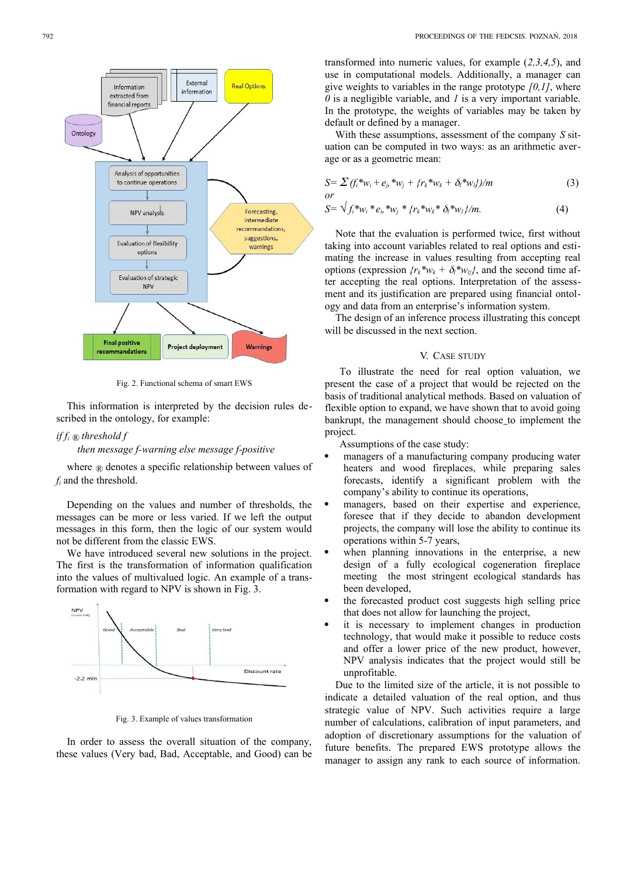Fig. 2. Functional schema of smart EWS

This information is interpreted by the decision rules described in the ontology, for example:

*if $f_i$ ® threshold f*

*then message f-warning else message f-positive*

where ® denotes a specific relationship between values of $f_i$ and the threshold.

Depending on the values and number of thresholds, the messages can be more or less varied. If we left the output messages in this form, then the logic of our system would not be different from the classic EWS.

We have introduced several new solutions in the project. The first is the transformation of information qualification into the values of multivalued logic. An example of a transformation with regard to NPV is shown in Fig. 3.

Fig. 3. Example of values transformation

In order to assess the overall situation of the company, these values (Very bad, Bad, Acceptable, and Good) can be transformed into numeric values, for example (*2,3,4,5*), and use in computational models. Additionally, a manager can give weights to variables in the range prototype *[0,1]*, where *0* is a negligible variable, and *1* is a very important variable. In the prototype, the weights of variables may be taken by default or defined by a manager.

With these assumptions, assessment of the company *S* situation can be computed in two ways: as an arithmetic average or as a geometric mean:

$$S = \Sigma\,(f_i * w_i + e_j * w_j + \{r_k * w_k + \delta_l * w_l\})/m \tag{3}$$

*or*

$$S = \sqrt{f_i * w_i * e_j * w_j * \{r_k * w_k * \delta_l * w_l\}}/m. \tag{4}$$

Note that the evaluation is performed twice, first without taking into account variables related to real options and estimating the increase in values resulting from accepting real options (expression $\{r_k * w_k + \delta_l * w_{lj}\}$, and the second time after accepting the real options. Interpretation of the assessment and its justification are prepared using financial ontology and data from an enterprise's information system.

The design of an inference process illustrating this concept will be discussed in the next section.

## V. Case Study

To illustrate the need for real option valuation, we present the case of a project that would be rejected on the basis of traditional analytical methods. Based on valuation of flexible option to expand, we have shown that to avoid going bankrupt, the management should choose_to implement the project.

Assumptions of the case study:

- managers of a manufacturing company producing water heaters and wood fireplaces, while preparing sales forecasts, identify a significant problem with the company's ability to continue its operations,
- managers, based on their expertise and experience, foresee that if they decide to abandon development projects, the company will lose the ability to continue its operations within 5-7 years,
- when planning innovations in the enterprise, a new design of a fully ecological cogeneration fireplace meeting the most stringent ecological standards has been developed,
- the forecasted product cost suggests high selling price that does not allow for launching the project,
- it is necessary to implement changes in production technology, that would make it possible to reduce costs and offer a lower price of the new product, however, NPV analysis indicates that the project would still be unprofitable.

Due to the limited size of the article, it is not possible to indicate a detailed valuation of the real option, and thus strategic value of NPV. Such activities require a large number of calculations, calibration of input parameters, and adoption of discretionary assumptions for the valuation of future benefits. The prepared EWS prototype allows the manager to assign any rank to each source of information.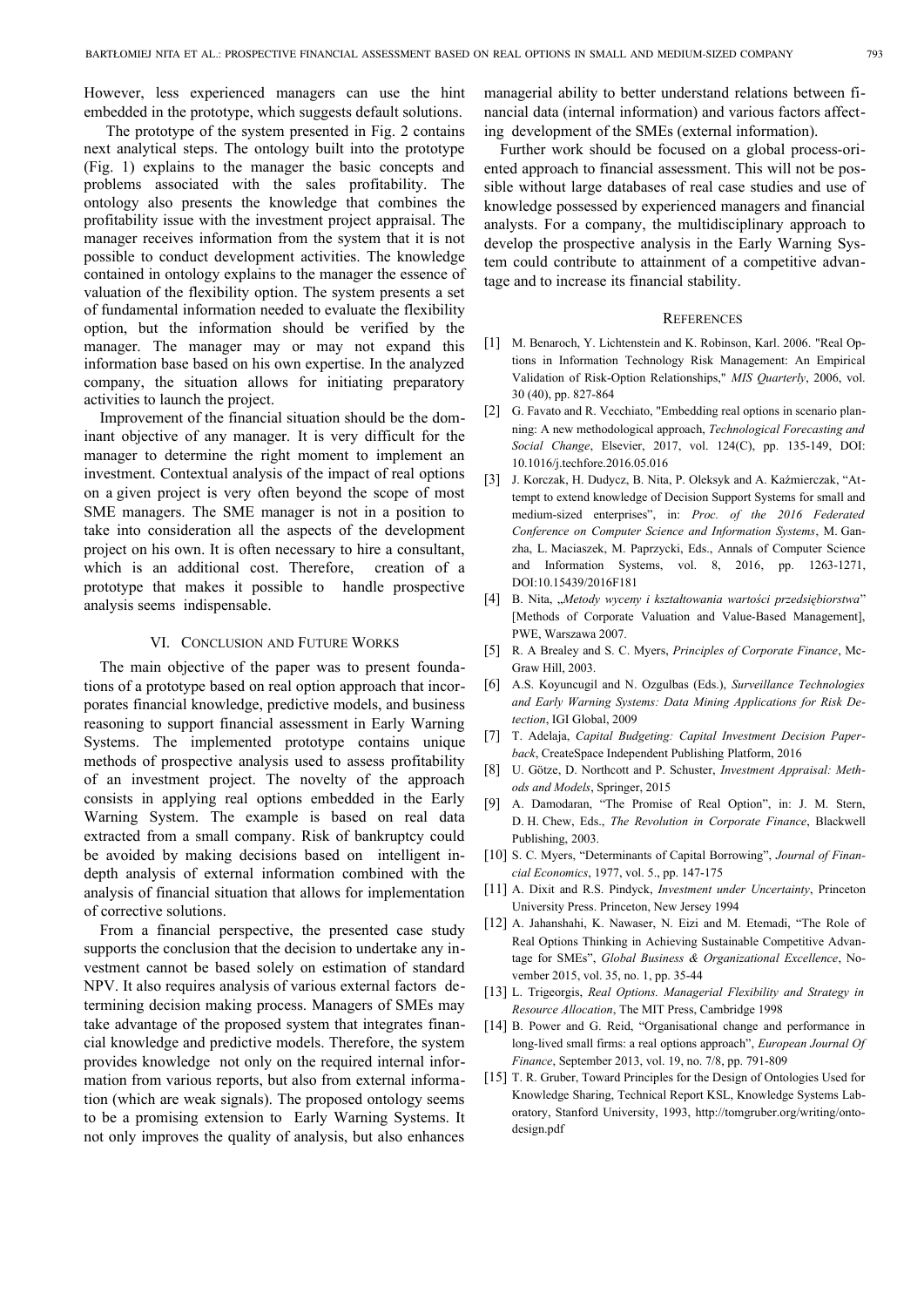However, less experienced managers can use the hint embedded in the prototype, which suggests default solutions.

The prototype of the system presented in Fig. 2 contains next analytical steps. The ontology built into the prototype (Fig. 1) explains to the manager the basic concepts and problems associated with the sales profitability. The ontology also presents the knowledge that combines the profitability issue with the investment project appraisal. The manager receives information from the system that it is not possible to conduct development activities. The knowledge contained in ontology explains to the manager the essence of valuation of the flexibility option. The system presents a set of fundamental information needed to evaluate the flexibility option, but the information should be verified by the manager. The manager may or may not expand this information base based on his own expertise. In the analyzed company, the situation allows for initiating preparatory activities to launch the project.

Improvement of the financial situation should be the dominant objective of any manager. It is very difficult for the manager to determine the right moment to implement an investment. Contextual analysis of the impact of real options on a given project is very often beyond the scope of most SME managers. The SME manager is not in a position to take into consideration all the aspects of the development project on his own. It is often necessary to hire a consultant, which is an additional cost. Therefore, creation of a prototype that makes it possible to handle prospective analysis seems indispensable.

## VI. Conclusion and Future Works

The main objective of the paper was to present foundations of a prototype based on real option approach that incorporates financial knowledge, predictive models, and business reasoning to support financial assessment in Early Warning Systems. The implemented prototype contains unique methods of prospective analysis used to assess profitability of an investment project. The novelty of the approach consists in applying real options embedded in the Early Warning System. The example is based on real data extracted from a small company. Risk of bankruptcy could be avoided by making decisions based on intelligent in-depth analysis of external information combined with the analysis of financial situation that allows for implementation of corrective solutions.

From a financial perspective, the presented case study supports the conclusion that the decision to undertake any investment cannot be based solely on estimation of standard NPV. It also requires analysis of various external factors determining decision making process. Managers of SMEs may take advantage of the proposed system that integrates financial knowledge and predictive models. Therefore, the system provides knowledge not only on the required internal information from various reports, but also from external information (which are weak signals). The proposed ontology seems to be a promising extension to Early Warning Systems. It not only improves the quality of analysis, but also enhances managerial ability to better understand relations between financial data (internal information) and various factors affecting development of the SMEs (external information).

Further work should be focused on a global process-oriented approach to financial assessment. This will not be possible without large databases of real case studies and use of knowledge possessed by experienced managers and financial analysts. For a company, the multidisciplinary approach to develop the prospective analysis in the Early Warning System could contribute to attainment of a competitive advantage and to increase its financial stability.

## References

[1] M. Benaroch, Y. Lichtenstein and K. Robinson, Karl. 2006. "Real Options in Information Technology Risk Management: An Empirical Validation of Risk-Option Relationships," *MIS Quarterly*, 2006, vol. 30 (40), pp. 827-864

[2] G. Favato and R. Vecchiato, "Embedding real options in scenario planning: A new methodological approach, *Technological Forecasting and Social Change*, Elsevier, 2017, vol. 124(C), pp. 135-149, DOI: 10.1016/j.techfore.2016.05.016

[3] J. Korczak, H. Dudycz, B. Nita, P. Oleksyk and A. Kaźmierczak, "Attempt to extend knowledge of Decision Support Systems for small and medium-sized enterprises", in: *Proc. of the 2016 Federated Conference on Computer Science and Information Systems*, M. Ganzha, L. Maciaszek, M. Paprzycki, Eds., Annals of Computer Science and Information Systems, vol. 8, 2016, pp. 1263-1271, DOI:10.15439/2016F181

[4] B. Nita, „*Metody wyceny i kształtowania wartości przedsiębiorstwa*" [Methods of Corporate Valuation and Value-Based Management], PWE, Warszawa 2007.

[5] R. A Brealey and S. C. Myers, *Principles of Corporate Finance*, McGraw Hill, 2003.

[6] A.S. Koyuncugil and N. Ozgulbas (Eds.), *Surveillance Technologies and Early Warning Systems: Data Mining Applications for Risk Detection*, IGI Global, 2009

[7] T. Adelaja, *Capital Budgeting: Capital Investment Decision Paperback*, CreateSpace Independent Publishing Platform, 2016

[8] U. Götze, D. Northcott and P. Schuster, *Investment Appraisal: Methods and Models*, Springer, 2015

[9] A. Damodaran, "The Promise of Real Option", in: J. M. Stern, D. H. Chew, Eds., *The Revolution in Corporate Finance*, Blackwell Publishing, 2003.

[10] S. C. Myers, "Determinants of Capital Borrowing", *Journal of Financial Economics*, 1977, vol. 5., pp. 147-175

[11] A. Dixit and R.S. Pindyck, *Investment under Uncertainty*, Princeton University Press. Princeton, New Jersey 1994

[12] A. Jahanshahi, K. Nawaser, N. Eizi and M. Etemadi, "The Role of Real Options Thinking in Achieving Sustainable Competitive Advantage for SMEs", *Global Business & Organizational Excellence*, November 2015, vol. 35, no. 1, pp. 35-44

[13] L. Trigeorgis, *Real Options. Managerial Flexibility and Strategy in Resource Allocation*, The MIT Press, Cambridge 1998

[14] B. Power and G. Reid, "Organisational change and performance in long-lived small firms: a real options approach", *European Journal Of Finance*, September 2013, vol. 19, no. 7/8, pp. 791-809

[15] T. R. Gruber, Toward Principles for the Design of Ontologies Used for Knowledge Sharing, Technical Report KSL, Knowledge Systems Laboratory, Stanford University, 1993, http://tomgruber.org/writing/onto-design.pdf